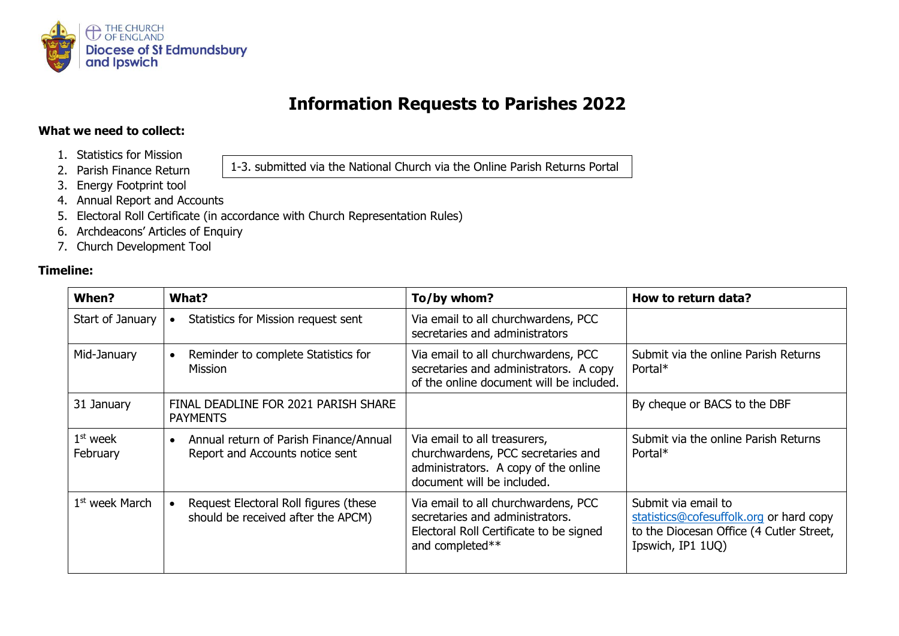THE CHURCH OF ENGLAND
Diocese of St Edmundsbury and Ipswich

# Information Requests to Parishes 2022

**What we need to collect:**

1. Statistics for Mission
2. Parish Finance Return
3. Energy Footprint tool
4. Annual Report and Accounts
5. Electoral Roll Certificate (in accordance with Church Representation Rules)
6. Archdeacons' Articles of Enquiry
7. Church Development Tool

1-3. submitted via the National Church via the Online Parish Returns Portal

**Timeline:**

| When? | What? | To/by whom? | How to return data? |
|---|---|---|---|
| Start of January | • Statistics for Mission request sent | Via email to all churchwardens, PCC secretaries and administrators | |
| Mid-January | • Reminder to complete Statistics for Mission | Via email to all churchwardens, PCC secretaries and administrators. A copy of the online document will be included. | Submit via the online Parish Returns Portal* |
| 31 January | FINAL DEADLINE FOR 2021 PARISH SHARE PAYMENTS | | By cheque or BACS to the DBF |
| 1st week February | • Annual return of Parish Finance/Annual Report and Accounts notice sent | Via email to all treasurers, churchwardens, PCC secretaries and administrators. A copy of the online document will be included. | Submit via the online Parish Returns Portal* |
| 1st week March | • Request Electoral Roll figures (these should be received after the APCM) | Via email to all churchwardens, PCC secretaries and administrators. Electoral Roll Certificate to be signed and completed** | Submit via email to statistics@cofesuffolk.org or hard copy to the Diocesan Office (4 Cutler Street, Ipswich, IP1 1UQ) |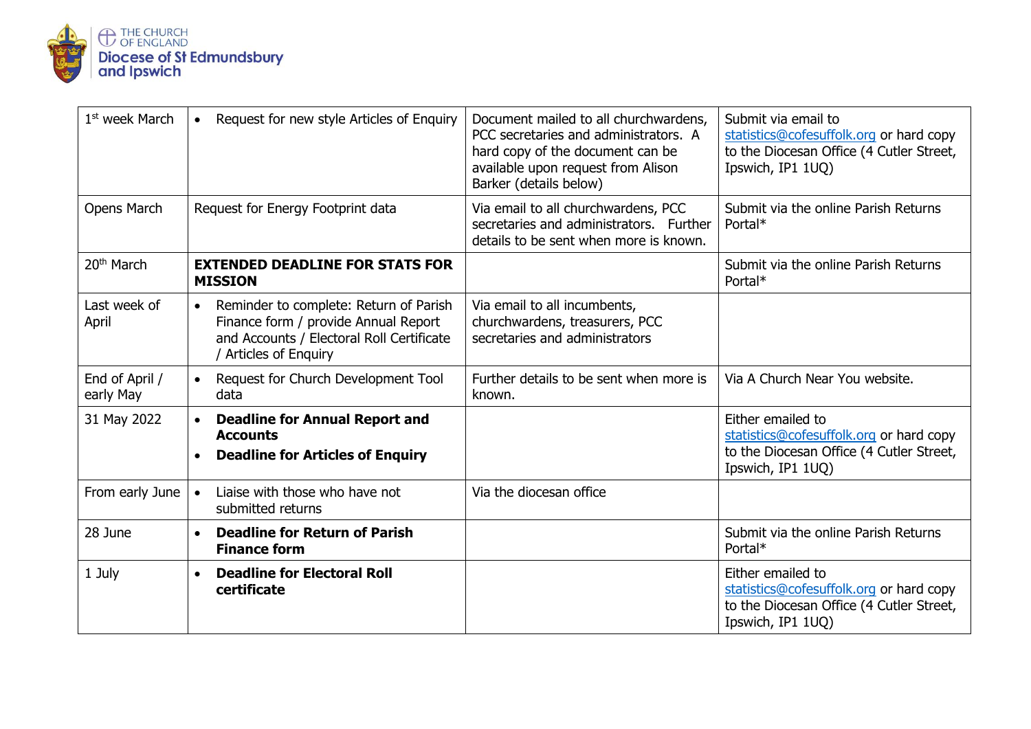| 1st week March | • Request for new style Articles of Enquiry | Document mailed to all churchwardens, PCC secretaries and administrators. A hard copy of the document can be available upon request from Alison Barker (details below) | Submit via email to statistics@cofesuffolk.org or hard copy to the Diocesan Office (4 Cutler Street, Ipswich, IP1 1UQ) |
|---|---|---|---|
| Opens March | Request for Energy Footprint data | Via email to all churchwardens, PCC secretaries and administrators. Further details to be sent when more is known. | Submit via the online Parish Returns Portal* |
| 20th March | **EXTENDED DEADLINE FOR STATS FOR MISSION** | | Submit via the online Parish Returns Portal* |
| Last week of April | • Reminder to complete: Return of Parish Finance form / provide Annual Report and Accounts / Electoral Roll Certificate / Articles of Enquiry | Via email to all incumbents, churchwardens, treasurers, PCC secretaries and administrators | |
| End of April / early May | • Request for Church Development Tool data | Further details to be sent when more is known. | Via A Church Near You website. |
| 31 May 2022 | • **Deadline for Annual Report and Accounts** <br> • **Deadline for Articles of Enquiry** | | Either emailed to statistics@cofesuffolk.org or hard copy to the Diocesan Office (4 Cutler Street, Ipswich, IP1 1UQ) |
| From early June | • Liaise with those who have not submitted returns | Via the diocesan office | |
| 28 June | • **Deadline for Return of Parish Finance form** | | Submit via the online Parish Returns Portal* |
| 1 July | • **Deadline for Electoral Roll certificate** | | Either emailed to statistics@cofesuffolk.org or hard copy to the Diocesan Office (4 Cutler Street, Ipswich, IP1 1UQ) |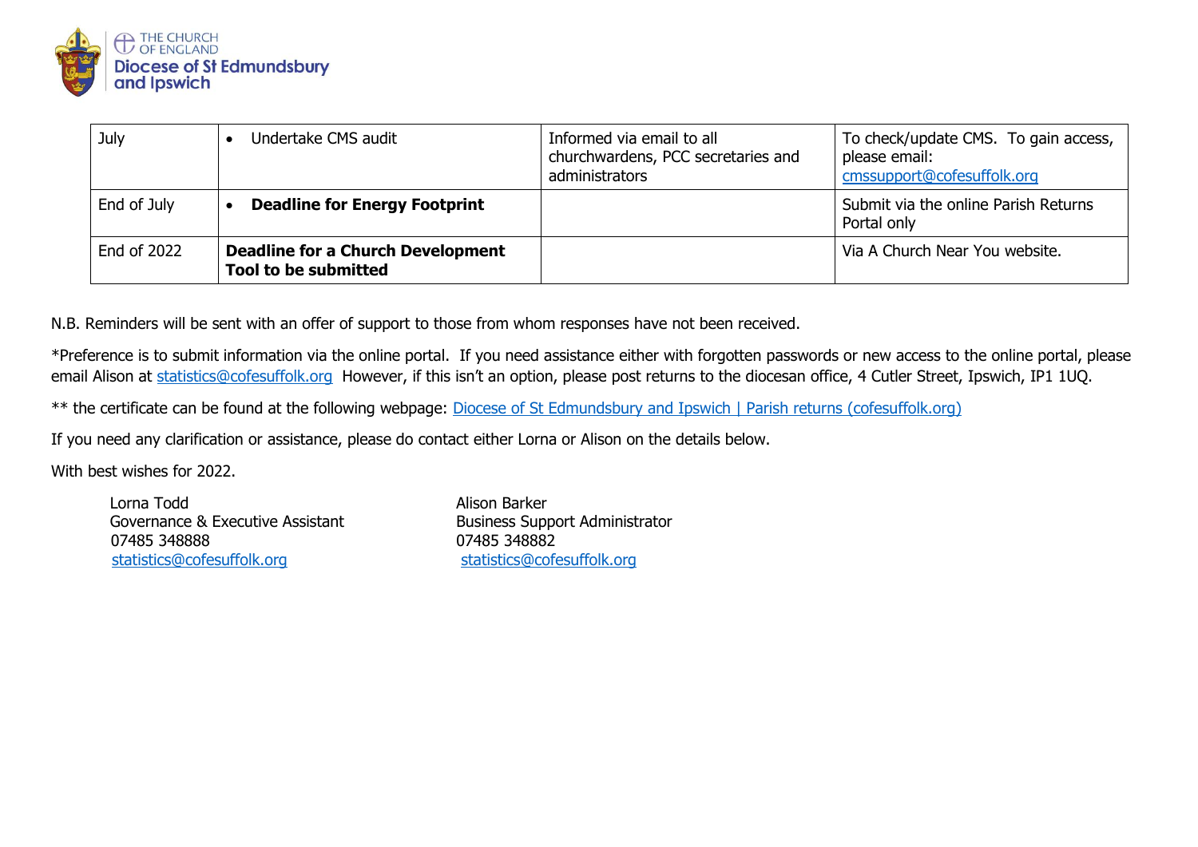| | | | |
|---|---|---|---|
| July | • Undertake CMS audit | Informed via email to all churchwardens, PCC secretaries and administrators | To check/update CMS. To gain access, please email: cmssupport@cofesuffolk.org |
| End of July | • **Deadline for Energy Footprint** | | Submit via the online Parish Returns Portal only |
| End of 2022 | **Deadline for a Church Development Tool to be submitted** | | Via A Church Near You website. |

N.B. Reminders will be sent with an offer of support to those from whom responses have not been received.

*Preference is to submit information via the online portal. If you need assistance either with forgotten passwords or new access to the online portal, please email Alison at statistics@cofesuffolk.org However, if this isn't an option, please post returns to the diocesan office, 4 Cutler Street, Ipswich, IP1 1UQ.

** the certificate can be found at the following webpage: Diocese of St Edmundsbury and Ipswich | Parish returns (cofesuffolk.org)

If you need any clarification or assistance, please do contact either Lorna or Alison on the details below.

With best wishes for 2022.

Lorna Todd
Governance & Executive Assistant
07485 348888
statistics@cofesuffolk.org

Alison Barker
Business Support Administrator
07485 348882
statistics@cofesuffolk.org